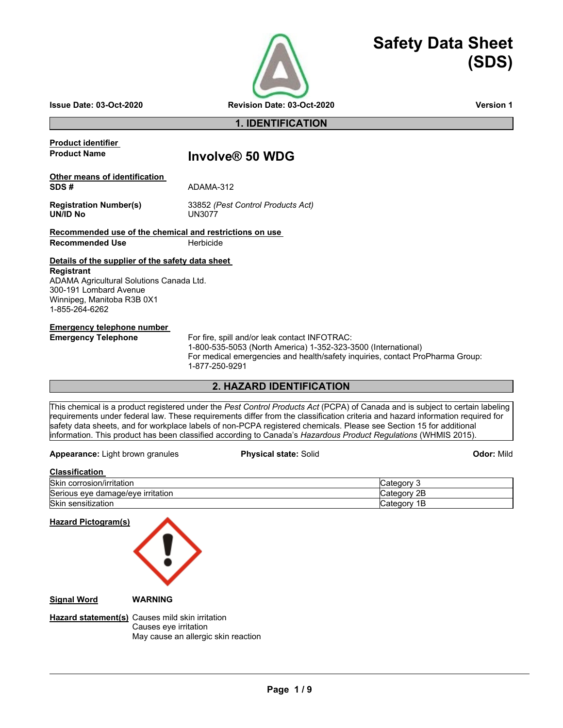# Safety Data Sheet (SDS)

**Issue Date:** 03-Oct-2020 **Revision Date:** 03-Oct-2020 **Version 1**

## 1. IDENTIFICATION

**Product identifier**

**Product Name** **Involve® 50 WDG**

**Other means of identification**

**SDS #** ADAMA-312

**Registration Number(s)** 33852 *(Pest Control Products Act)*
**UN/ID No** UN3077

**Recommended use of the chemical and restrictions on use**

**Recommended Use** Herbicide

**Details of the supplier of the safety data sheet**

**Registrant**
ADAMA Agricultural Solutions Canada Ltd.
300-191 Lombard Avenue
Winnipeg, Manitoba R3B 0X1
1-855-264-6262

**Emergency telephone number**

**Emergency Telephone** For fire, spill and/or leak contact INFOTRAC:
1-800-535-5053 (North America) 1-352-323-3500 (International)
For medical emergencies and health/safety inquiries, contact ProPharma Group:
1-877-250-9291

## 2. HAZARD IDENTIFICATION

This chemical is a product registered under the *Pest Control Products Act* (PCPA) of Canada and is subject to certain labeling requirements under federal law. These requirements differ from the classification criteria and hazard information required for safety data sheets, and for workplace labels of non-PCPA registered chemicals. Please see Section 15 for additional information. This product has been classified according to Canada's *Hazardous Product Regulations* (WHMIS 2015).

**Appearance:** Light brown granules **Physical state:** Solid **Odor:** Mild

**Classification**

| | |
|---|---|
| Skin corrosion/irritation | Category 3 |
| Serious eye damage/eye irritation | Category 2B |
| Skin sensitization | Category 1B |

**Hazard Pictogram(s)**

**Signal Word** WARNING

**Hazard statement(s)** Causes mild skin irritation
Causes eye irritation
May cause an allergic skin reaction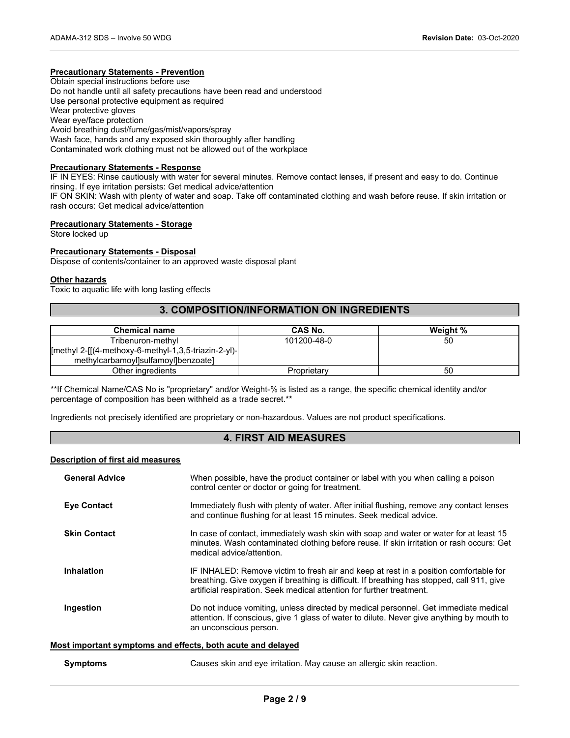#### Precautionary Statements - Prevention

Obtain special instructions before use
Do not handle until all safety precautions have been read and understood
Use personal protective equipment as required
Wear protective gloves
Wear eye/face protection
Avoid breathing dust/fume/gas/mist/vapors/spray
Wash face, hands and any exposed skin thoroughly after handling
Contaminated work clothing must not be allowed out of the workplace

#### Precautionary Statements - Response

IF IN EYES: Rinse cautiously with water for several minutes. Remove contact lenses, if present and easy to do. Continue rinsing. If eye irritation persists: Get medical advice/attention
IF ON SKIN: Wash with plenty of water and soap. Take off contaminated clothing and wash before reuse. If skin irritation or rash occurs: Get medical advice/attention

#### Precautionary Statements - Storage

Store locked up

#### Precautionary Statements - Disposal

Dispose of contents/container to an approved waste disposal plant

#### Other hazards

Toxic to aquatic life with long lasting effects

## 3. COMPOSITION/INFORMATION ON INGREDIENTS

| Chemical name | CAS No. | Weight % |
|---|---|---|
| Tribenuron-methyl [methyl 2-[[(4-methoxy-6-methyl-1,3,5-triazin-2-yl)-methylcarbamoyl]sulfamoyl]benzoate] | 101200-48-0 | 50 |
| Other ingredients | Proprietary | 50 |

**If Chemical Name/CAS No is "proprietary" and/or Weight-% is listed as a range, the specific chemical identity and/or percentage of composition has been withheld as a trade secret.**

Ingredients not precisely identified are proprietary or non-hazardous. Values are not product specifications.

## 4. FIRST AID MEASURES

#### Description of first aid measures

**General Advice** When possible, have the product container or label with you when calling a poison control center or doctor or going for treatment.

**Eye Contact** Immediately flush with plenty of water. After initial flushing, remove any contact lenses and continue flushing for at least 15 minutes. Seek medical advice.

**Skin Contact** In case of contact, immediately wash skin with soap and water or water for at least 15 minutes. Wash contaminated clothing before reuse. If skin irritation or rash occurs: Get medical advice/attention.

**Inhalation** IF INHALED: Remove victim to fresh air and keep at rest in a position comfortable for breathing. Give oxygen if breathing is difficult. If breathing has stopped, call 911, give artificial respiration. Seek medical attention for further treatment.

**Ingestion** Do not induce vomiting, unless directed by medical personnel. Get immediate medical attention. If conscious, give 1 glass of water to dilute. Never give anything by mouth to an unconscious person.

#### Most important symptoms and effects, both acute and delayed

**Symptoms** Causes skin and eye irritation. May cause an allergic skin reaction.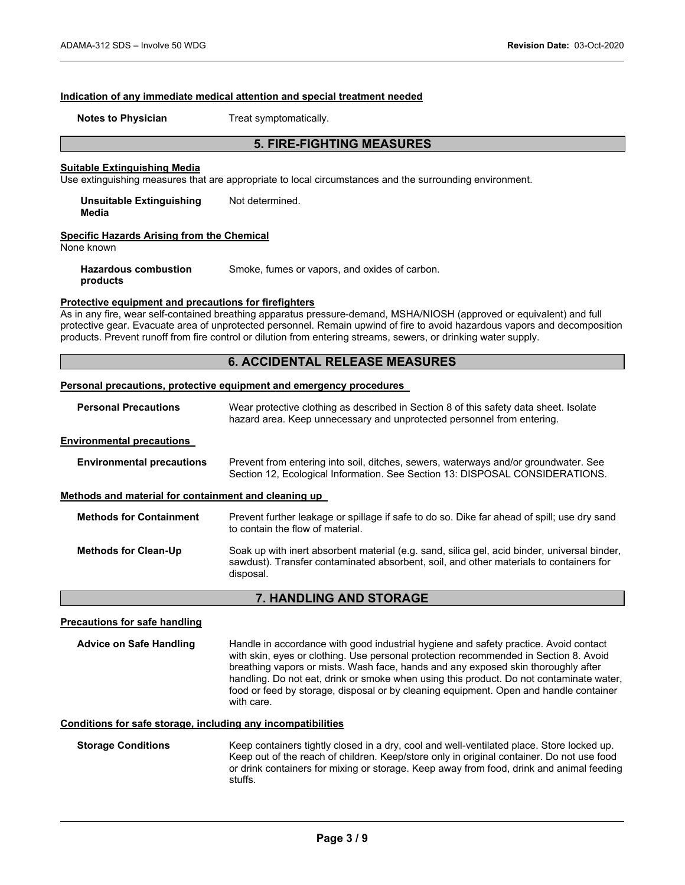#### Indication of any immediate medical attention and special treatment needed

**Notes to Physician** Treat symptomatically.

## 5. FIRE-FIGHTING MEASURES

#### Suitable Extinguishing Media

Use extinguishing measures that are appropriate to local circumstances and the surrounding environment.

**Unsuitable Extinguishing Media** Not determined.

#### Specific Hazards Arising from the Chemical

None known

**Hazardous combustion products** Smoke, fumes or vapors, and oxides of carbon.

#### Protective equipment and precautions for firefighters

As in any fire, wear self-contained breathing apparatus pressure-demand, MSHA/NIOSH (approved or equivalent) and full protective gear. Evacuate area of unprotected personnel. Remain upwind of fire to avoid hazardous vapors and decomposition products. Prevent runoff from fire control or dilution from entering streams, sewers, or drinking water supply.

## 6. ACCIDENTAL RELEASE MEASURES

#### Personal precautions, protective equipment and emergency procedures

**Personal Precautions** Wear protective clothing as described in Section 8 of this safety data sheet. Isolate hazard area. Keep unnecessary and unprotected personnel from entering.

#### Environmental precautions

**Environmental precautions** Prevent from entering into soil, ditches, sewers, waterways and/or groundwater. See Section 12, Ecological Information. See Section 13: DISPOSAL CONSIDERATIONS.

#### Methods and material for containment and cleaning up

**Methods for Containment** Prevent further leakage or spillage if safe to do so. Dike far ahead of spill; use dry sand to contain the flow of material.

**Methods for Clean-Up** Soak up with inert absorbent material (e.g. sand, silica gel, acid binder, universal binder, sawdust). Transfer contaminated absorbent, soil, and other materials to containers for disposal.

## 7. HANDLING AND STORAGE

#### Precautions for safe handling

**Advice on Safe Handling** Handle in accordance with good industrial hygiene and safety practice. Avoid contact with skin, eyes or clothing. Use personal protection recommended in Section 8. Avoid breathing vapors or mists. Wash face, hands and any exposed skin thoroughly after handling. Do not eat, drink or smoke when using this product. Do not contaminate water, food or feed by storage, disposal or by cleaning equipment. Open and handle container with care.

#### Conditions for safe storage, including any incompatibilities

**Storage Conditions** Keep containers tightly closed in a dry, cool and well-ventilated place. Store locked up. Keep out of the reach of children. Keep/store only in original container. Do not use food or drink containers for mixing or storage. Keep away from food, drink and animal feeding stuffs.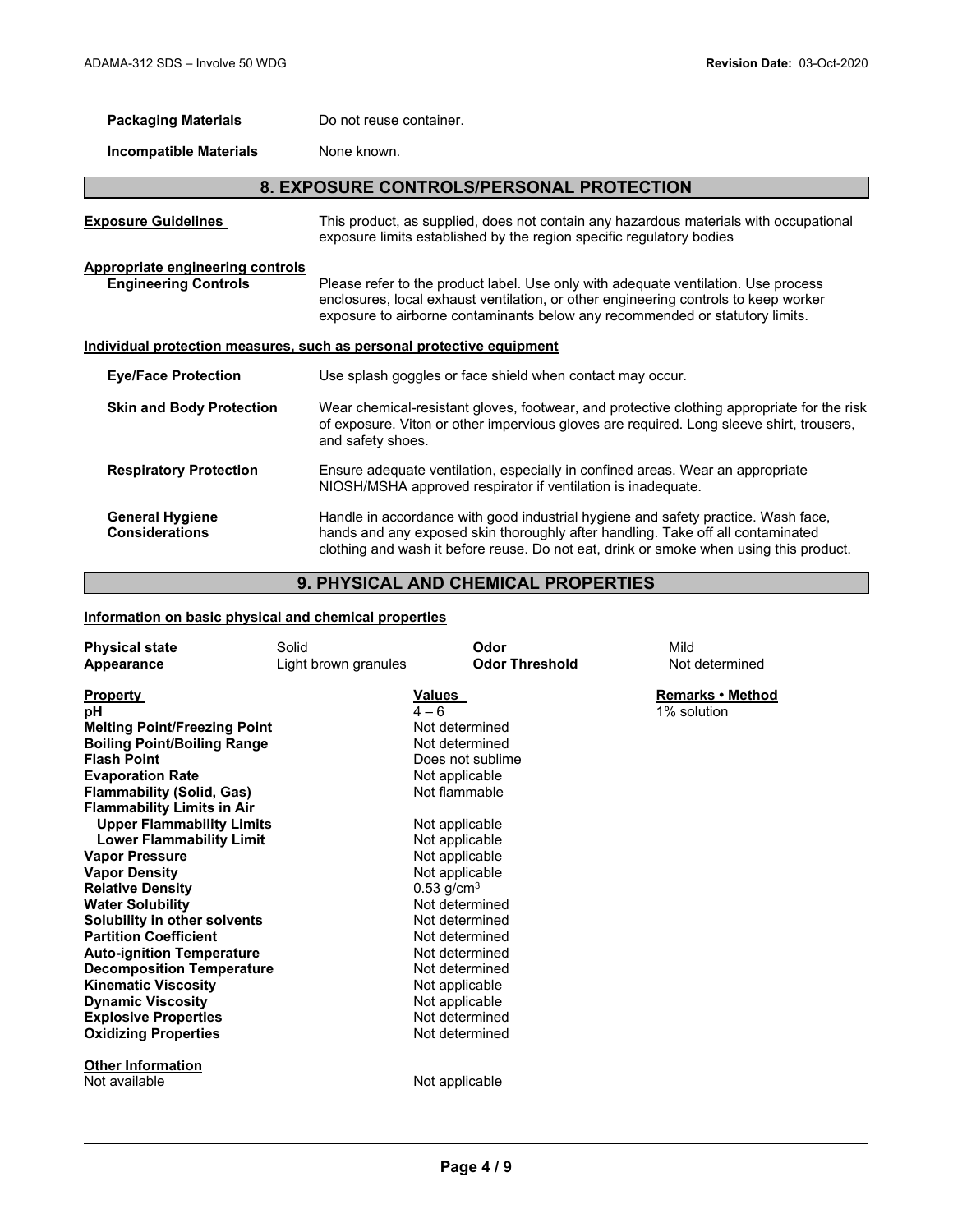| | |
|---|---|
| **Packaging Materials** | Do not reuse container. |
| **Incompatible Materials** | None known. |

## 8. EXPOSURE CONTROLS/PERSONAL PROTECTION

**Exposure Guidelines**
This product, as supplied, does not contain any hazardous materials with occupational exposure limits established by the region specific regulatory bodies

**Appropriate engineering controls**

**Engineering Controls**
Please refer to the product label. Use only with adequate ventilation. Use process enclosures, local exhaust ventilation, or other engineering controls to keep worker exposure to airborne contaminants below any recommended or statutory limits.

**Individual protection measures, such as personal protective equipment**

| | |
|---|---|
| **Eye/Face Protection** | Use splash goggles or face shield when contact may occur. |
| **Skin and Body Protection** | Wear chemical-resistant gloves, footwear, and protective clothing appropriate for the risk of exposure. Viton or other impervious gloves are required. Long sleeve shirt, trousers, and safety shoes. |
| **Respiratory Protection** | Ensure adequate ventilation, especially in confined areas. Wear an appropriate NIOSH/MSHA approved respirator if ventilation is inadequate. |
| **General Hygiene Considerations** | Handle in accordance with good industrial hygiene and safety practice. Wash face, hands and any exposed skin thoroughly after handling. Take off all contaminated clothing and wash it before reuse. Do not eat, drink or smoke when using this product. |

## 9. PHYSICAL AND CHEMICAL PROPERTIES

**Information on basic physical and chemical properties**

| | | | |
|---|---|---|---|
| **Physical state** | Solid | **Odor** | Mild |
| **Appearance** | Light brown granules | **Odor Threshold** | Not determined |

| Property | Values | Remarks • Method |
|---|---|---|
| **pH** | 4 – 6 | 1% solution |
| **Melting Point/Freezing Point** | Not determined | |
| **Boiling Point/Boiling Range** | Not determined | |
| **Flash Point** | Does not sublime | |
| **Evaporation Rate** | Not applicable | |
| **Flammability (Solid, Gas)** | Not flammable | |
| **Flammability Limits in Air** | | |
| **Upper Flammability Limits** | Not applicable | |
| **Lower Flammability Limit** | Not applicable | |
| **Vapor Pressure** | Not applicable | |
| **Vapor Density** | Not applicable | |
| **Relative Density** | 0.53 g/cm$^3$ | |
| **Water Solubility** | Not determined | |
| **Solubility in other solvents** | Not determined | |
| **Partition Coefficient** | Not determined | |
| **Auto-ignition Temperature** | Not determined | |
| **Decomposition Temperature** | Not determined | |
| **Kinematic Viscosity** | Not applicable | |
| **Dynamic Viscosity** | Not applicable | |
| **Explosive Properties** | Not determined | |
| **Oxidizing Properties** | Not determined | |

**Other Information**

| | |
|---|---|
| Not available | Not applicable |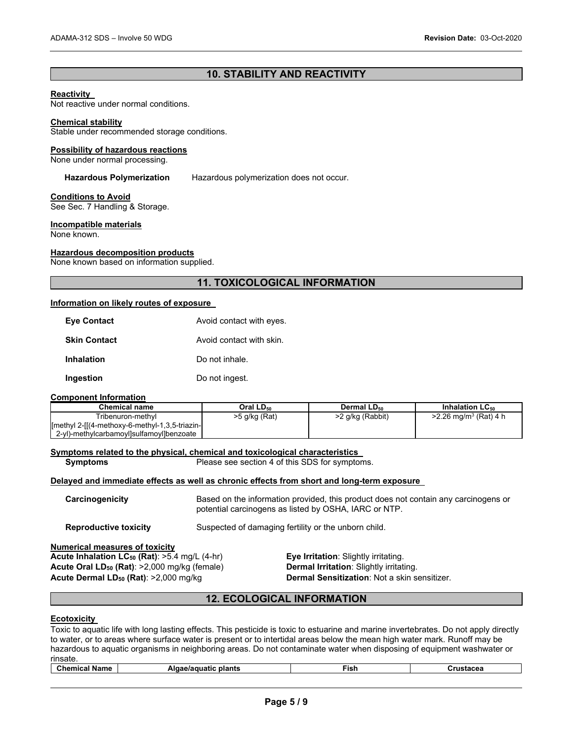## 10. STABILITY AND REACTIVITY

**Reactivity**
Not reactive under normal conditions.

**Chemical stability**
Stable under recommended storage conditions.

**Possibility of hazardous reactions**
None under normal processing.

**Hazardous Polymerization** Hazardous polymerization does not occur.

**Conditions to Avoid**
See Sec. 7 Handling & Storage.

**Incompatible materials**
None known.

**Hazardous decomposition products**
None known based on information supplied.

## 11. TOXICOLOGICAL INFORMATION

**Information on likely routes of exposure**

**Eye Contact** Avoid contact with eyes.

**Skin Contact** Avoid contact with skin.

**Inhalation** Do not inhale.

**Ingestion** Do not ingest.

**Component Information**

| Chemical name | Oral $LD_{50}$ | Dermal $LD_{50}$ | Inhalation $LC_{50}$ |
|---|---|---|---|
| Tribenuron-methyl [methyl 2-[[(4-methoxy-6-methyl-1,3,5-triazin-2-yl)-methylcarbamoyl]sulfamoyl]benzoate | >5 g/kg (Rat) | >2 g/kg (Rabbit) | >2.26 mg/m$^3$ (Rat) 4 h |

**Symptoms related to the physical, chemical and toxicological characteristics**

**Symptoms** Please see section 4 of this SDS for symptoms.

**Delayed and immediate effects as well as chronic effects from short and long-term exposure**

**Carcinogenicity** Based on the information provided, this product does not contain any carcinogens or potential carcinogens as listed by OSHA, IARC or NTP.

**Reproductive toxicity** Suspected of damaging fertility or the unborn child.

**Numerical measures of toxicity**
**Acute Inhalation $LC_{50}$ (Rat)**: >5.4 mg/L (4-hr)
**Acute Oral $LD_{50}$ (Rat)**: >2,000 mg/kg (female)
**Acute Dermal $LD_{50}$ (Rat)**: >2,000 mg/kg
**Eye Irritation**: Slightly irritating.
**Dermal Irritation**: Slightly irritating.
**Dermal Sensitization**: Not a skin sensitizer.

## 12. ECOLOGICAL INFORMATION

**Ecotoxicity**
Toxic to aquatic life with long lasting effects. This pesticide is toxic to estuarine and marine invertebrates. Do not apply directly to water, or to areas where surface water is present or to intertidal areas below the mean high water mark. Runoff may be hazardous to aquatic organisms in neighboring areas. Do not contaminate water when disposing of equipment washwater or rinsate.

| Chemical Name | Algae/aquatic plants | Fish | Crustacea |
|---|---|---|---|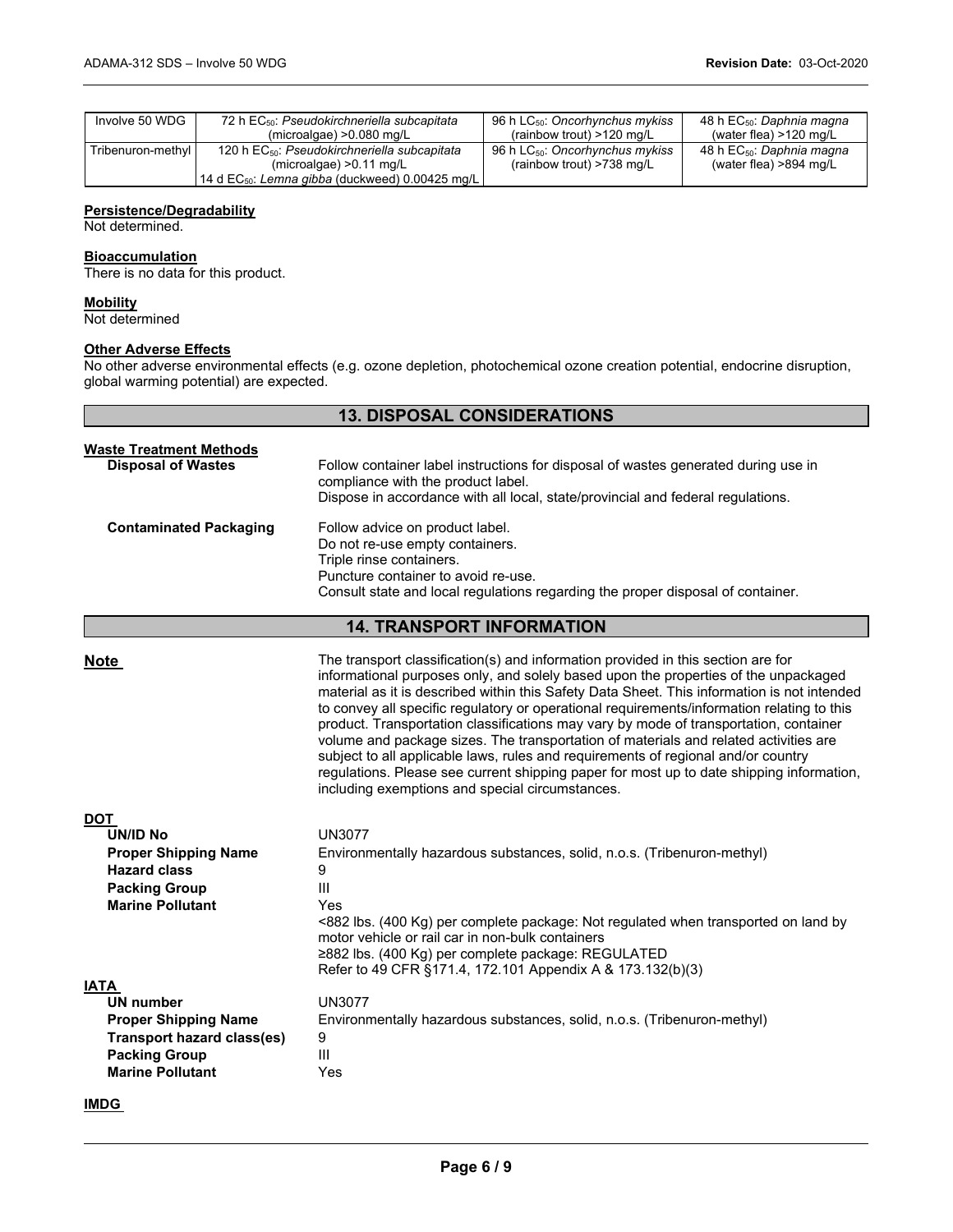| Involve 50 WDG | 72 h $EC_{50}$: *Pseudokirchneriella subcapitata* (microalgae) >0.080 mg/L | 96 h $LC_{50}$: *Oncorhynchus mykiss* (rainbow trout) >120 mg/L | 48 h $EC_{50}$: *Daphnia magna* (water flea) >120 mg/L |
|---|---|---|---|
| Tribenuron-methyl | 120 h $EC_{50}$: *Pseudokirchneriella subcapitata* (microalgae) >0.11 mg/L<br>14 d $EC_{50}$: *Lemna gibba* (duckweed) 0.00425 mg/L | 96 h $LC_{50}$: *Oncorhynchus mykiss* (rainbow trout) >738 mg/L | 48 h $EC_{50}$: *Daphnia magna* (water flea) >894 mg/L |

**Persistence/Degradability**
Not determined.

**Bioaccumulation**
There is no data for this product.

**Mobility**
Not determined

**Other Adverse Effects**
No other adverse environmental effects (e.g. ozone depletion, photochemical ozone creation potential, endocrine disruption, global warming potential) are expected.

## 13. DISPOSAL CONSIDERATIONS

**Waste Treatment Methods**

**Disposal of Wastes** — Follow container label instructions for disposal of wastes generated during use in compliance with the product label.
Dispose in accordance with all local, state/provincial and federal regulations.

**Contaminated Packaging** — Follow advice on product label.
Do not re-use empty containers.
Triple rinse containers.
Puncture container to avoid re-use.
Consult state and local regulations regarding the proper disposal of container.

## 14. TRANSPORT INFORMATION

**Note** — The transport classification(s) and information provided in this section are for informational purposes only, and solely based upon the properties of the unpackaged material as it is described within this Safety Data Sheet. This information is not intended to convey all specific regulatory or operational requirements/information relating to this product. Transportation classifications may vary by mode of transportation, container volume and package sizes. The transportation of materials and related activities are subject to all applicable laws, rules and requirements of regional and/or country regulations. Please see current shipping paper for most up to date shipping information, including exemptions and special circumstances.

**DOT**

**UN/ID No** — UN3077
**Proper Shipping Name** — Environmentally hazardous substances, solid, n.o.s. (Tribenuron-methyl)
**Hazard class** — 9
**Packing Group** — III
**Marine Pollutant** — Yes
<882 lbs. (400 Kg) per complete package: Not regulated when transported on land by motor vehicle or rail car in non-bulk containers
≥882 lbs. (400 Kg) per complete package: REGULATED
Refer to 49 CFR §171.4, 172.101 Appendix A & 173.132(b)(3)

**IATA**

**UN number** — UN3077
**Proper Shipping Name** — Environmentally hazardous substances, solid, n.o.s. (Tribenuron-methyl)
**Transport hazard class(es)** — 9
**Packing Group** — III
**Marine Pollutant** — Yes

**IMDG**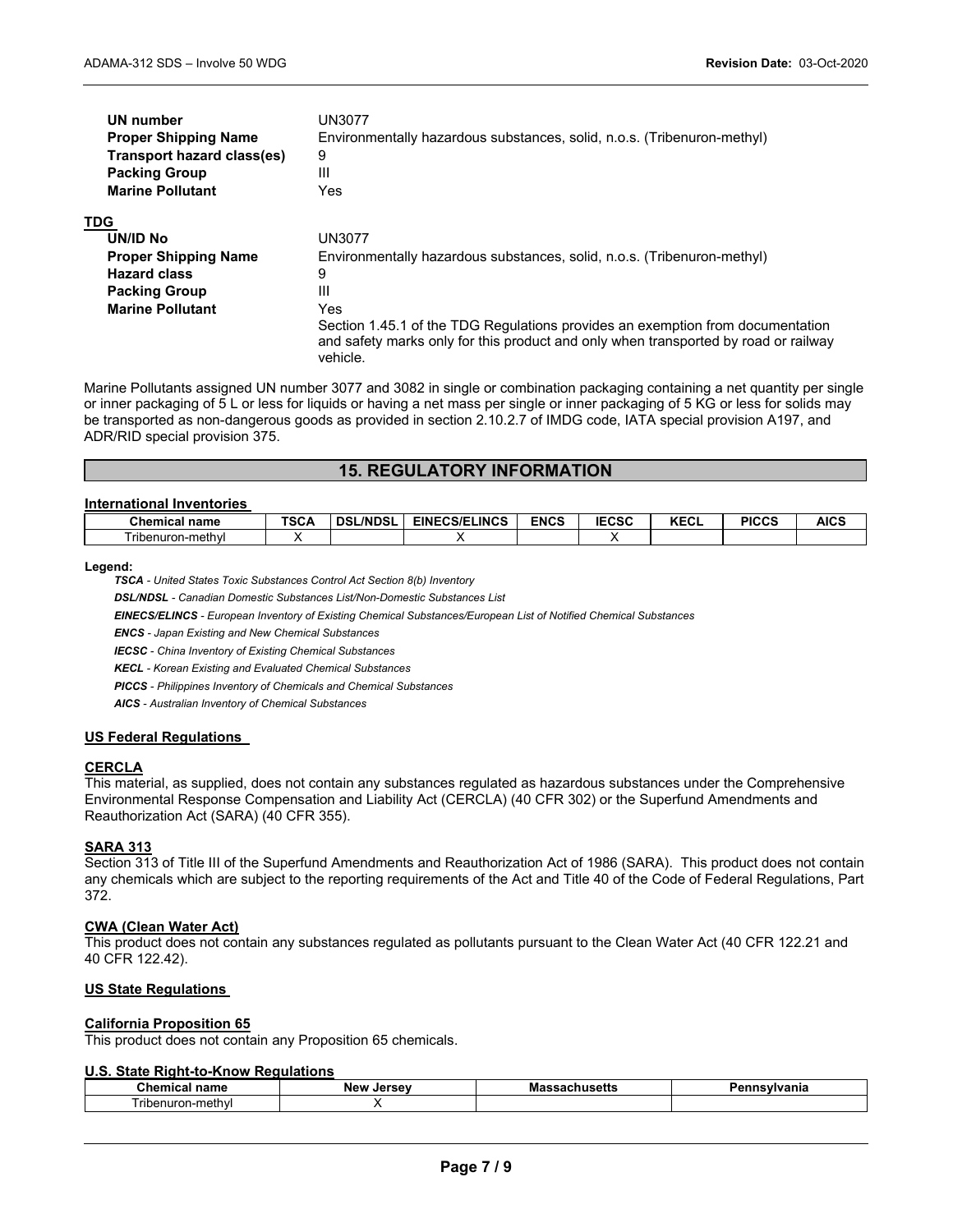| | |
|---|---|
| **UN number** | UN3077 |
| **Proper Shipping Name** | Environmentally hazardous substances, solid, n.o.s. (Tribenuron-methyl) |
| **Transport hazard class(es)** | 9 |
| **Packing Group** | III |
| **Marine Pollutant** | Yes |

**TDG**

| | |
|---|---|
| **UN/ID No** | UN3077 |
| **Proper Shipping Name** | Environmentally hazardous substances, solid, n.o.s. (Tribenuron-methyl) |
| **Hazard class** | 9 |
| **Packing Group** | III |
| **Marine Pollutant** | Yes<br>Section 1.45.1 of the TDG Regulations provides an exemption from documentation and safety marks only for this product and only when transported by road or railway vehicle. |

Marine Pollutants assigned UN number 3077 and 3082 in single or combination packaging containing a net quantity per single or inner packaging of 5 L or less for liquids or having a net mass per single or inner packaging of 5 KG or less for solids may be transported as non-dangerous goods as provided in section 2.10.2.7 of IMDG code, IATA special provision A197, and ADR/RID special provision 375.

## 15. REGULATORY INFORMATION

**International Inventories**

| Chemical name | TSCA | DSL/NDSL | EINECS/ELINCS | ENCS | IECSC | KECL | PICCS | AICS |
|---|---|---|---|---|---|---|---|---|
| Tribenuron-methyl | X | | X | | X | | | |

**Legend:**

***TSCA*** *- United States Toxic Substances Control Act Section 8(b) Inventory*

***DSL/NDSL*** *- Canadian Domestic Substances List/Non-Domestic Substances List*

***EINECS/ELINCS*** *- European Inventory of Existing Chemical Substances/European List of Notified Chemical Substances*

***ENCS*** *- Japan Existing and New Chemical Substances*

***IECSC*** *- China Inventory of Existing Chemical Substances*

***KECL*** *- Korean Existing and Evaluated Chemical Substances*

***PICCS*** *- Philippines Inventory of Chemicals and Chemical Substances*

***AICS*** *- Australian Inventory of Chemical Substances*

**US Federal Regulations**

**CERCLA**

This material, as supplied, does not contain any substances regulated as hazardous substances under the Comprehensive Environmental Response Compensation and Liability Act (CERCLA) (40 CFR 302) or the Superfund Amendments and Reauthorization Act (SARA) (40 CFR 355).

**SARA 313**

Section 313 of Title III of the Superfund Amendments and Reauthorization Act of 1986 (SARA). This product does not contain any chemicals which are subject to the reporting requirements of the Act and Title 40 of the Code of Federal Regulations, Part 372.

**CWA (Clean Water Act)**

This product does not contain any substances regulated as pollutants pursuant to the Clean Water Act (40 CFR 122.21 and 40 CFR 122.42).

**US State Regulations**

**California Proposition 65**

This product does not contain any Proposition 65 chemicals.

**U.S. State Right-to-Know Regulations**

| Chemical name | New Jersey | Massachusetts | Pennsylvania |
|---|---|---|---|
| Tribenuron-methyl | X | | |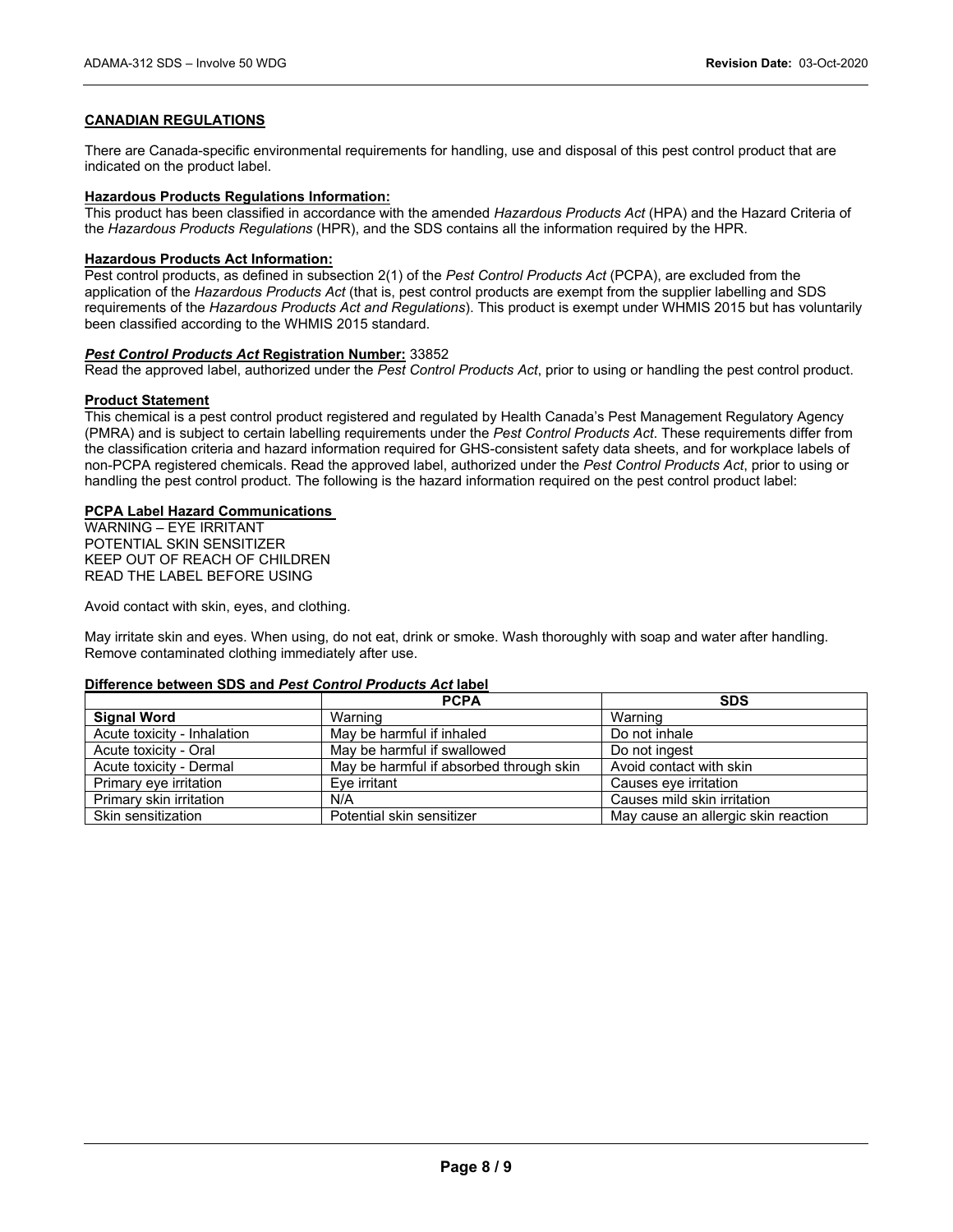## CANADIAN REGULATIONS

There are Canada-specific environmental requirements for handling, use and disposal of this pest control product that are indicated on the product label.

**Hazardous Products Regulations Information:**
This product has been classified in accordance with the amended *Hazardous Products Act* (HPA) and the Hazard Criteria of the *Hazardous Products Regulations* (HPR), and the SDS contains all the information required by the HPR.

**Hazardous Products Act Information:**
Pest control products, as defined in subsection 2(1) of the *Pest Control Products Act* (PCPA), are excluded from the application of the *Hazardous Products Act* (that is, pest control products are exempt from the supplier labelling and SDS requirements of the *Hazardous Products Act and Regulations*). This product is exempt under WHMIS 2015 but has voluntarily been classified according to the WHMIS 2015 standard.

***Pest Control Products Act* Registration Number:** 33852
Read the approved label, authorized under the *Pest Control Products Act*, prior to using or handling the pest control product.

**Product Statement**
This chemical is a pest control product registered and regulated by Health Canada's Pest Management Regulatory Agency (PMRA) and is subject to certain labelling requirements under the *Pest Control Products Act*. These requirements differ from the classification criteria and hazard information required for GHS-consistent safety data sheets, and for workplace labels of non-PCPA registered chemicals. Read the approved label, authorized under the *Pest Control Products Act*, prior to using or handling the pest control product. The following is the hazard information required on the pest control product label:

**PCPA Label Hazard Communications**
WARNING – EYE IRRITANT
POTENTIAL SKIN SENSITIZER
KEEP OUT OF REACH OF CHILDREN
READ THE LABEL BEFORE USING

Avoid contact with skin, eyes, and clothing.

May irritate skin and eyes. When using, do not eat, drink or smoke. Wash thoroughly with soap and water after handling. Remove contaminated clothing immediately after use.

**Difference between SDS and *Pest Control Products Act* label**

| | PCPA | SDS |
|---|---|---|
| **Signal Word** | Warning | Warning |
| Acute toxicity - Inhalation | May be harmful if inhaled | Do not inhale |
| Acute toxicity - Oral | May be harmful if swallowed | Do not ingest |
| Acute toxicity - Dermal | May be harmful if absorbed through skin | Avoid contact with skin |
| Primary eye irritation | Eye irritant | Causes eye irritation |
| Primary skin irritation | N/A | Causes mild skin irritation |
| Skin sensitization | Potential skin sensitizer | May cause an allergic skin reaction |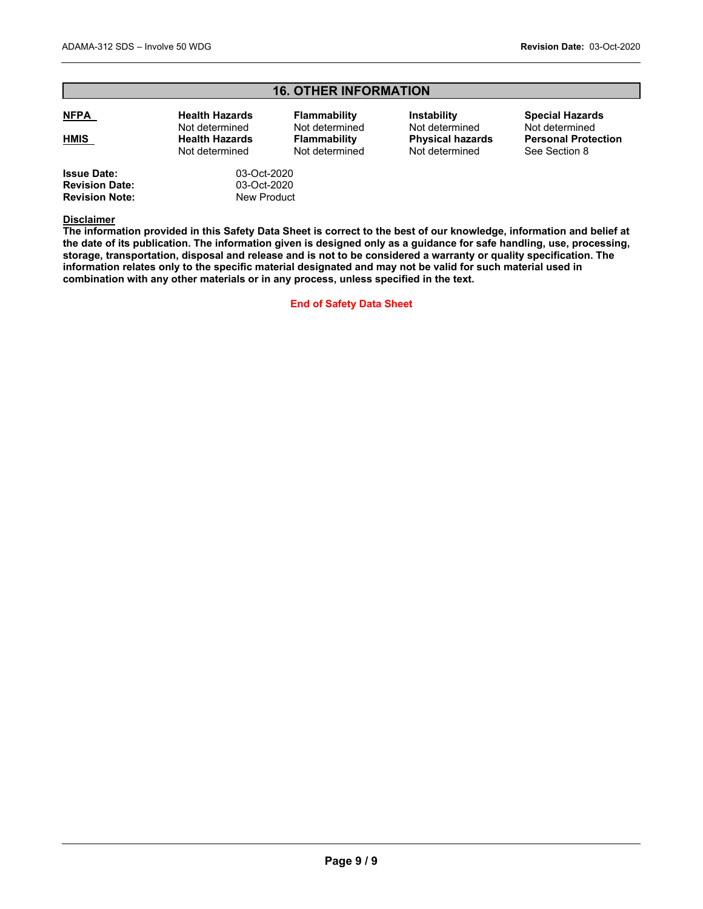## 16. OTHER INFORMATION

| | | | | |
|---|---|---|---|---|
| **NFPA** | **Health Hazards** | **Flammability** | **Instability** | **Special Hazards** |
| | Not determined | Not determined | Not determined | Not determined |
| **HMIS** | **Health Hazards** | **Flammability** | **Physical hazards** | **Personal Protection** |
| | Not determined | Not determined | Not determined | See Section 8 |

**Issue Date:** 03-Oct-2020
**Revision Date:** 03-Oct-2020
**Revision Note:** New Product

**Disclaimer**

**The information provided in this Safety Data Sheet is correct to the best of our knowledge, information and belief at the date of its publication. The information given is designed only as a guidance for safe handling, use, processing, storage, transportation, disposal and release and is not to be considered a warranty or quality specification. The information relates only to the specific material designated and may not be valid for such material used in combination with any other materials or in any process, unless specified in the text.**

**End of Safety Data Sheet**